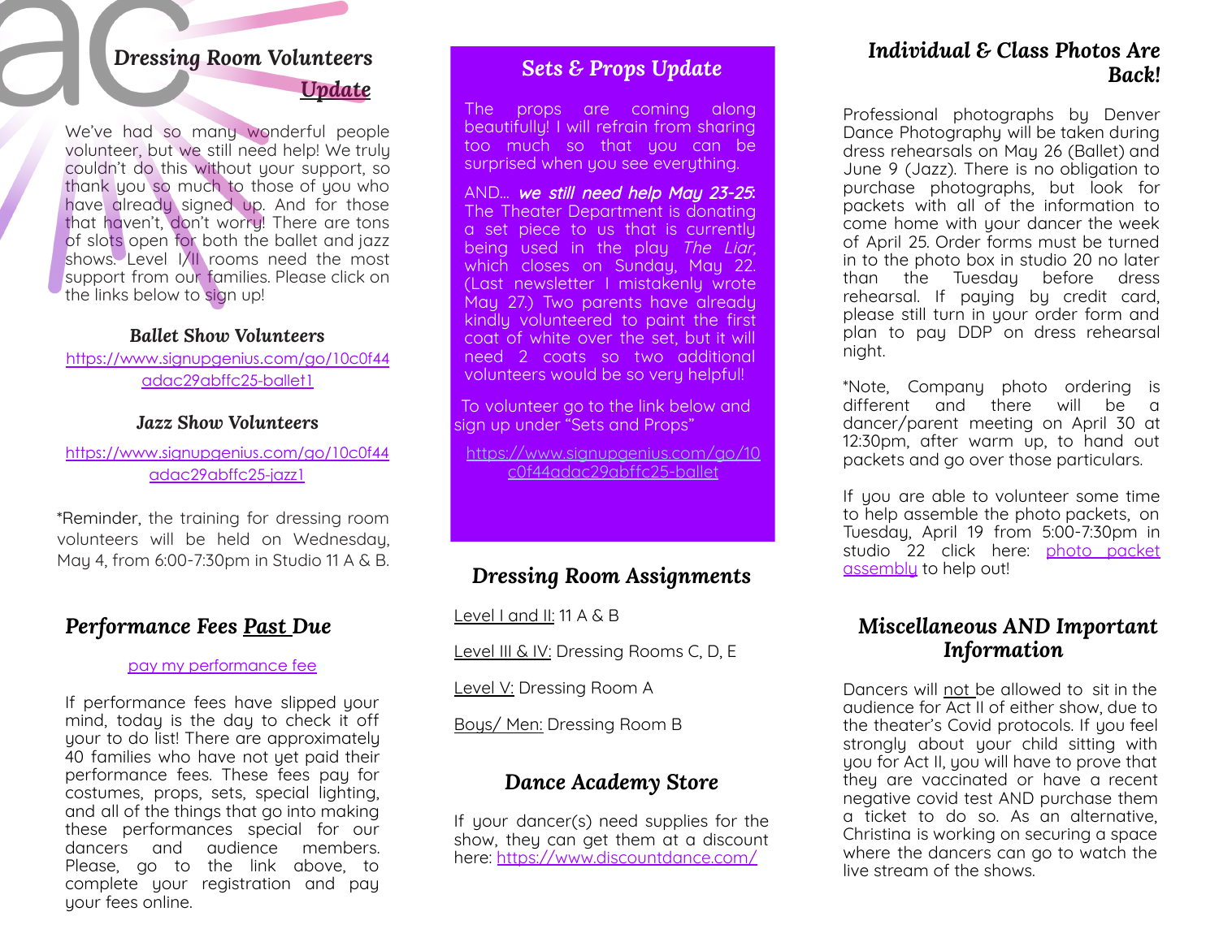## Dressing Room Volunteers Update

We've had so many wonderful people volunteer, but we still need help! We truly couldn't do this without your support, so thank you so much to those of you who have already signed up. And for those that haven't, don't worry! There are tons of slots open for both the ballet and jazz shows. Level I/II rooms need the most support from our families. Please click on the links below to sign up!

### Ballet Show Volunteers

https://www.signupgenius.com/go/10c0f44adac29abffc25-ballet1

### Jazz Show Volunteers

https://www.signupgenius.com/go/10c0f44adac29abffc25-jazz1

*Reminder, the training for dressing room volunteers will be held on Wednesday, May 4, from 6:00-7:30pm in Studio 11 A & B.

## Performance Fees Past Due

pay my performance fee

If performance fees have slipped your mind, today is the day to check it off your to do list! There are approximately 40 families who have not yet paid their performance fees. These fees pay for costumes, props, sets, special lighting, and all of the things that go into making these performances special for our dancers and audience members. Please, go to the link above, to complete your registration and pay your fees online.

## Sets & Props Update

The props are coming along beautifully! I will refrain from sharing too much so that you can be surprised when you see everything.

AND... ***we still need help May 23-25***: The Theater Department is donating a set piece to us that is currently being used in the play *The Liar,* which closes on Sunday, May 22. (Last newsletter I mistakenly wrote May 27.) Two parents have already kindly volunteered to paint the first coat of white over the set, but it will need 2 coats so two additional volunteers would be so very helpful!

To volunteer go to the link below and sign up under "Sets and Props"

https://www.signupgenius.com/go/10c0f44adac29abffc25-ballet

## Dressing Room Assignments

Level I and II: 11 A & B

Level III & IV: Dressing Rooms C, D, E

Level V: Dressing Room A

Boys/ Men: Dressing Room B

## Dance Academy Store

If your dancer(s) need supplies for the show, they can get them at a discount here: https://www.discountdance.com/

## Individual & Class Photos Are Back!

Professional photographs by Denver Dance Photography will be taken during dress rehearsals on May 26 (Ballet) and June 9 (Jazz). There is no obligation to purchase photographs, but look for packets with all of the information to come home with your dancer the week of April 25. Order forms must be turned in to the photo box in studio 20 no later than the Tuesday before dress rehearsal. If paying by credit card, please still turn in your order form and plan to pay DDP on dress rehearsal night.

*Note, Company photo ordering is different and there will be a dancer/parent meeting on April 30 at 12:30pm, after warm up, to hand out packets and go over those particulars.

If you are able to volunteer some time to help assemble the photo packets, on Tuesday, April 19 from 5:00-7:30pm in studio 22 click here: photo packet assembly to help out!

## Miscellaneous AND Important Information

Dancers will not be allowed to sit in the audience for Act II of either show, due to the theater's Covid protocols. If you feel strongly about your child sitting with you for Act II, you will have to prove that they are vaccinated or have a recent negative covid test AND purchase them a ticket to do so. As an alternative, Christina is working on securing a space where the dancers can go to watch the live stream of the shows.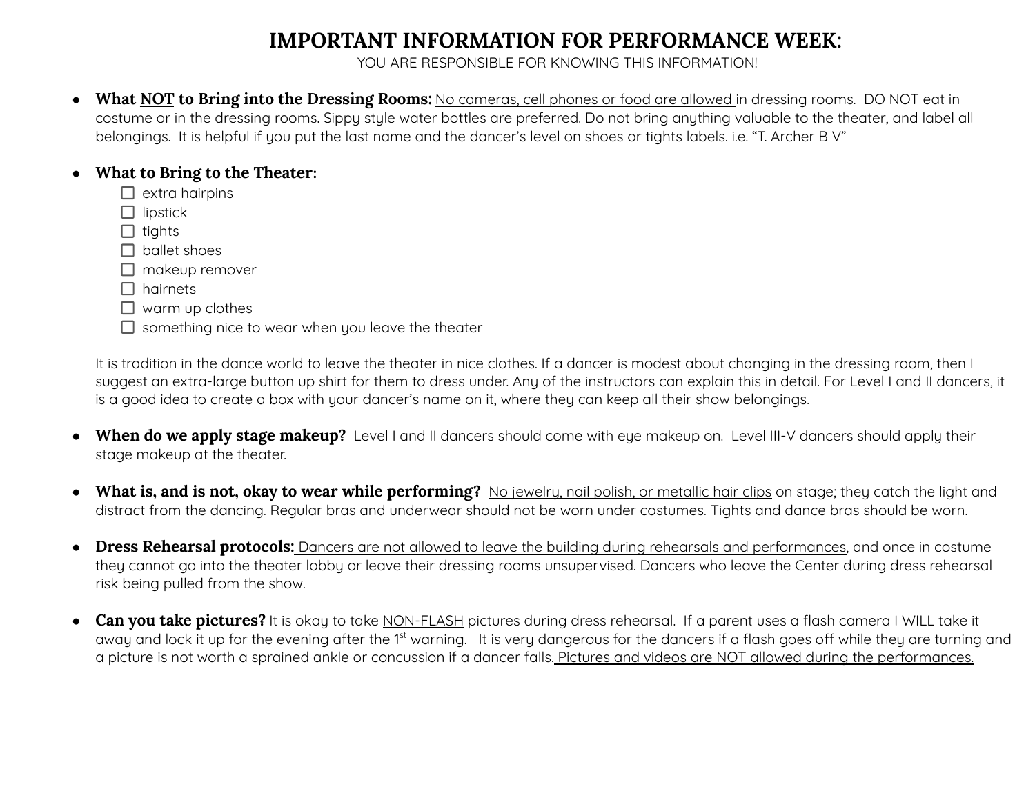# IMPORTANT INFORMATION FOR PERFORMANCE WEEK:

YOU ARE RESPONSIBLE FOR KNOWING THIS INFORMATION!

- **What <u>NOT</u> to Bring into the Dressing Rooms:** <u>No cameras, cell phones or food are allowed</u> in dressing rooms. DO NOT eat in costume or in the dressing rooms. Sippy style water bottles are preferred. Do not bring anything valuable to the theater, and label all belongings. It is helpful if you put the last name and the dancer's level on shoes or tights labels. i.e. "T. Archer B V"

- **What to Bring to the Theater:**
  - [ ] extra hairpins
  - [ ] lipstick
  - [ ] tights
  - [ ] ballet shoes
  - [ ] makeup remover
  - [ ] hairnets
  - [ ] warm up clothes
  - [ ] something nice to wear when you leave the theater

  It is tradition in the dance world to leave the theater in nice clothes. If a dancer is modest about changing in the dressing room, then I suggest an extra-large button up shirt for them to dress under. Any of the instructors can explain this in detail. For Level I and II dancers, it is a good idea to create a box with your dancer's name on it, where they can keep all their show belongings.

- **When do we apply stage makeup?** Level I and II dancers should come with eye makeup on. Level III-V dancers should apply their stage makeup at the theater.

- **What is, and is not, okay to wear while performing?** <u>No jewelry, nail polish, or metallic hair clips</u> on stage; they catch the light and distract from the dancing. Regular bras and underwear should not be worn under costumes. Tights and dance bras should be worn.

- **Dress Rehearsal protocols:** <u>Dancers are not allowed to leave the building during rehearsals and performances</u>, and once in costume they cannot go into the theater lobby or leave their dressing rooms unsupervised. Dancers who leave the Center during dress rehearsal risk being pulled from the show.

- **Can you take pictures?** It is okay to take <u>NON-FLASH</u> pictures during dress rehearsal. If a parent uses a flash camera I WILL take it away and lock it up for the evening after the 1st warning. It is very dangerous for the dancers if a flash goes off while they are turning and a picture is not worth a sprained ankle or concussion if a dancer falls. <u>Pictures and videos are NOT allowed during the performances.</u>